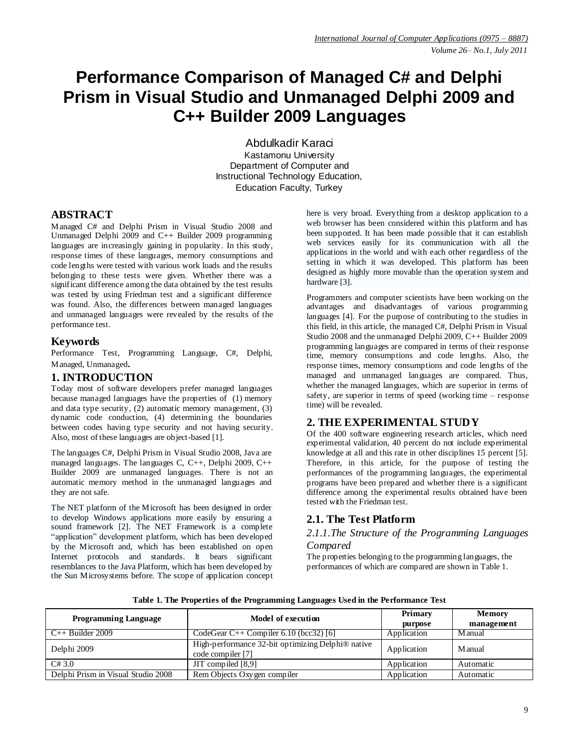# Performance Comparison of Managed C# and Delphi Prism in Visual Studio and Unmanaged Delphi 2009 and C++ Builder 2009 Languages

Abdulkadir Karaci
Kastamonu University
Department of Computer and Instructional Technology Education,
Education Faculty, Turkey

## ABSTRACT

Managed C# and Delphi Prism in Visual Studio 2008 and Unmanaged Delphi 2009 and C++ Builder 2009 programming languages are increasingly gaining in popularity. In this study, response times of these languages, memory consumptions and code lengths were tested with various work loads and the results belonging to these tests were given. Whether there was a significant difference among the data obtained by the test results was tested by using Friedman test and a significant difference was found. Also, the differences between managed languages and unmanaged languages were revealed by the results of the performance test.

## Keywords

Performance Test, Programming Language, C#, Delphi, Managed, Unmanaged**.**

## 1. INTRODUCTION

Today most of software developers prefer managed languages because managed languages have the properties of (1) memory and data type security, (2) automatic memory management, (3) dynamic code conduction, (4) determining the boundaries between codes having type security and not having security. Also, most of these languages are object-based [1].

The languages C#, Delphi Prism in Visual Studio 2008, Java are managed languages. The languages C, C++, Delphi 2009, C++ Builder 2009 are unmanaged languages. There is not an automatic memory method in the unmanaged languages and they are not safe.

The NET platform of the Microsoft has been designed in order to develop Windows applications more easily by ensuring a sound framework [2]. The NET Framework is a complete "application" development platform, which has been developed by the Microsoft and, which has been established on open Internet protocols and standards. It bears significant resemblances to the Java Platform, which has been developed by the Sun Microsystems before. The scope of application concept here is very broad. Everything from a desktop application to a web browser has been considered within this platform and has been supported. It has been made possible that it can establish web services easily for its communication with all the applications in the world and with each other regardless of the setting in which it was developed. This platform has been designed as highly more movable than the operation system and hardware [3].

Programmers and computer scientists have been working on the advantages and disadvantages of various programming languages [4]. For the purpose of contributing to the studies in this field, in this article, the managed C#, Delphi Prism in Visual Studio 2008 and the unmanaged Delphi 2009, C++ Builder 2009 programming languages are compared in terms of their response time, memory consumptions and code lengths. Also, the response times, memory consumptions and code lengths of the managed and unmanaged languages are compared. Thus, whether the managed languages, which are superior in terms of safety, are superior in terms of speed (working time – response time) will be revealed.

## 2. THE EXPERIMENTAL STUDY

Of the 400 software engineering research articles, which need experimental validation, 40 percent do not include experimental knowledge at all and this rate in other disciplines 15 percent [5]. Therefore, in this article, for the purpose of testing the performances of the programming languages, the experimental programs have been prepared and whether there is a significant difference among the experimental results obtained have been tested with the Friedman test.

### 2.1. The Test Platform

#### *2.1.1. The Structure of the Programming Languages Compared*

The properties belonging to the programming languages, the performances of which are compared are shown in Table 1.

**Table 1. The Properties of the Programming Languages Used in the Performance Test**

| Programming Language | Model of execution | Primary purpose | Memory management |
|---|---|---|---|
| C++ Builder 2009 | CodeGear C++ Compiler 6.10 (bcc32) [6] | Application | Manual |
| Delphi 2009 | High-performance 32-bit optimizing Delphi® native code compiler [7] | Application | Manual |
| C# 3.0 | JIT compiled [8,9] | Application | Automatic |
| Delphi Prism in Visual Studio 2008 | Rem Objects Oxygen compiler | Application | Automatic |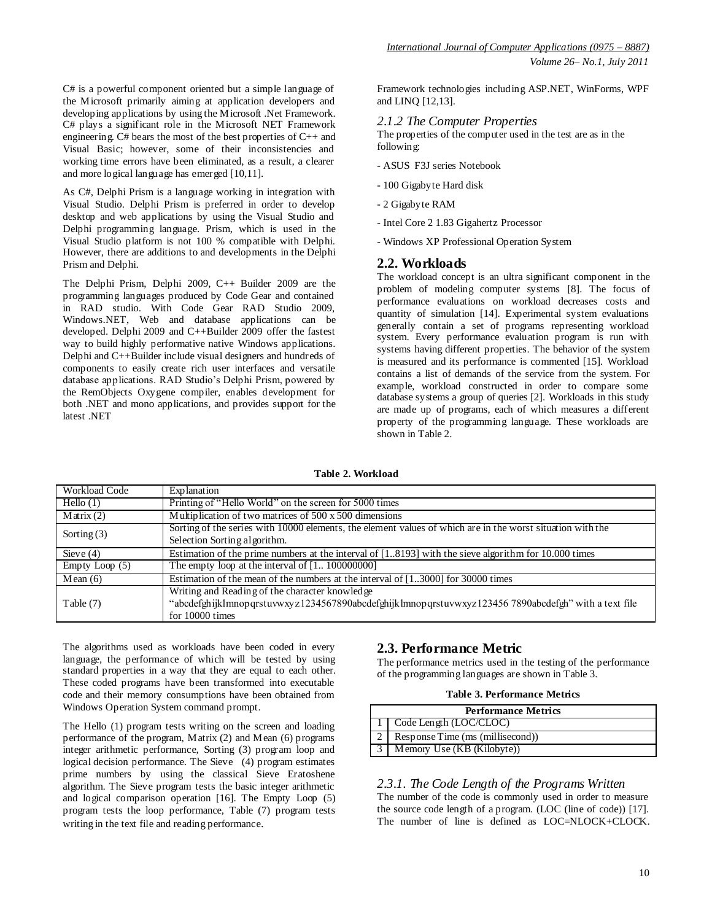C# is a powerful component oriented but a simple language of the Microsoft primarily aiming at application developers and developing applications by using the Microsoft .Net Framework. C# plays a significant role in the Microsoft NET Framework engineering. C# bears the most of the best properties of C++ and Visual Basic; however, some of their inconsistencies and working time errors have been eliminated, as a result, a clearer and more logical language has emerged [10,11].

As C#, Delphi Prism is a language working in integration with Visual Studio. Delphi Prism is preferred in order to develop desktop and web applications by using the Visual Studio and Delphi programming language. Prism, which is used in the Visual Studio platform is not 100 % compatible with Delphi. However, there are additions to and developments in the Delphi Prism and Delphi.

The Delphi Prism, Delphi 2009, C++ Builder 2009 are the programming languages produced by Code Gear and contained in RAD studio. With Code Gear RAD Studio 2009, Windows.NET, Web and database applications can be developed. Delphi 2009 and C++Builder 2009 offer the fastest way to build highly performative native Windows applications. Delphi and C++Builder include visual designers and hundreds of components to easily create rich user interfaces and versatile database applications. RAD Studio's Delphi Prism, powered by the RemObjects Oxygene compiler, enables development for both .NET and mono applications, and provides support for the latest .NET Framework technologies including ASP.NET, WinForms, WPF and LINQ [12,13].

### *2.1.2 The Computer Properties*

The properties of the computer used in the test are as in the following:

- ASUS F3J series Notebook
- 100 Gigabyte Hard disk
- 2 Gigabyte RAM
- Intel Core 2 1.83 Gigahertz Processor
- Windows XP Professional Operation System

## 2.2. Workloads

The workload concept is an ultra significant component in the problem of modeling computer systems [8]. The focus of performance evaluations on workload decreases costs and quantity of simulation [14]. Experimental system evaluations generally contain a set of programs representing workload system. Every performance evaluation program is run with systems having different properties. The behavior of the system is measured and its performance is commented [15]. Workload contains a list of demands of the service from the system. For example, workload constructed in order to compare some database systems a group of queries [2]. Workloads in this study are made up of programs, each of which measures a different property of the programming language. These workloads are shown in Table 2.

**Table 2. Workload**

| Workload Code | Explanation |
|---|---|
| Hello (1) | Printing of "Hello World" on the screen for 5000 times |
| Matrix (2) | Multiplication of two matrices of 500 x 500 dimensions |
| Sorting (3) | Sorting of the series with 10000 elements, the element values of which are in the worst situation with the Selection Sorting algorithm. |
| Sieve (4) | Estimation of the prime numbers at the interval of [1..8193] with the sieve algorithm for 10.000 times |
| Empty Loop (5) | The empty loop at the interval of [1.. 100000000] |
| Mean (6) | Estimation of the mean of the numbers at the interval of [1..3000] for 30000 times |
| Table (7) | Writing and Reading of the character knowledge "abcdefghijklmnopqrstuvwxyz1234567890abcdefghijklmnopqrstuvwxyz123456 7890abcdefgh" with a text file for 10000 times |

The algorithms used as workloads have been coded in every language, the performance of which will be tested by using standard properties in a way that they are equal to each other. These coded programs have been transformed into executable code and their memory consumptions have been obtained from Windows Operation System command prompt.

The Hello (1) program tests writing on the screen and loading performance of the program, Matrix (2) and Mean (6) programs integer arithmetic performance, Sorting (3) program loop and logical decision performance. The Sieve (4) program estimates prime numbers by using the classical Sieve Eratoshene algorithm. The Sieve program tests the basic integer arithmetic and logical comparison operation [16]. The Empty Loop (5) program tests the loop performance, Table (7) program tests writing in the text file and reading performance.

## 2.3. Performance Metric

The performance metrics used in the testing of the performance of the programming languages are shown in Table 3.

**Table 3. Performance Metrics**

| | Performance Metrics |
|---|---|
| 1 | Code Length (LOC/CLOC) |
| 2 | Response Time (ms (millisecond)) |
| 3 | Memory Use (KB (Kilobyte)) |

### *2.3.1. The Code Length of the Programs Written*

The number of the code is commonly used in order to measure the source code length of a program. (LOC (line of code)) [17]. The number of line is defined as LOC=NLOCK+CLOCK.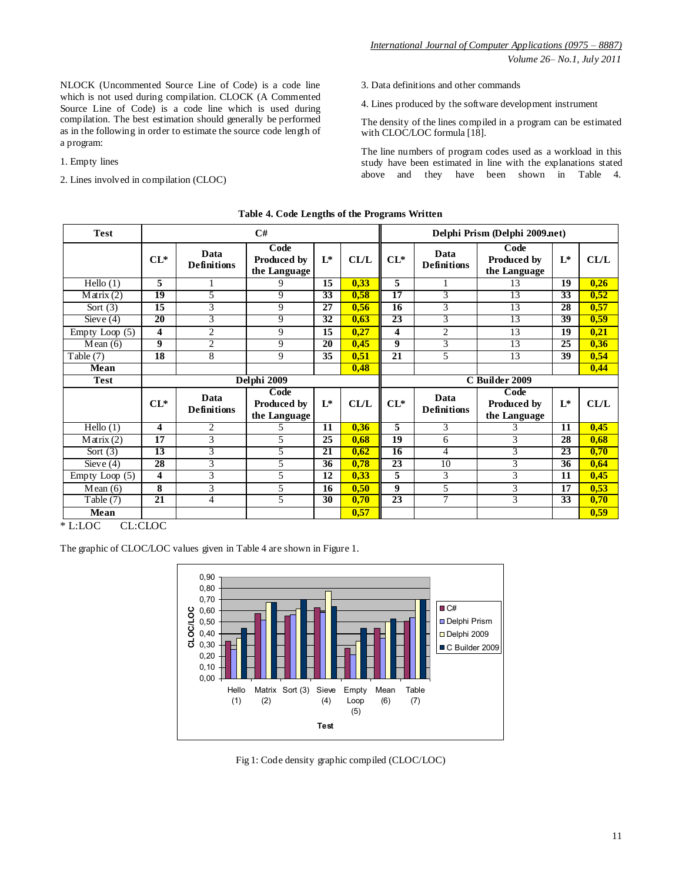NLOCK (Uncommented Source Line of Code) is a code line which is not used during compilation. CLOCK (A Commented Source Line of Code) is a code line which is used during compilation. The best estimation should generally be performed as in the following in order to estimate the source code length of a program:

1. Empty lines

2. Lines involved in compilation (CLOC)

3. Data definitions and other commands

4. Lines produced by the software development instrument

The density of the lines compiled in a program can be estimated with CLOC/LOC formula [18].

The line numbers of program codes used as a workload in this study have been estimated in line with the explanations stated above and they have been shown in Table 4.

**Table 4. Code Lengths of the Programs Written**

| Test | C# | | | | | Delphi Prism (Delphi 2009.net) | | | | |
|---|---|---|---|---|---|---|---|---|---|---|
| | CL* | Data Definitions | Code Produced by the Language | L* | CL/L | CL* | Data Definitions | Code Produced by the Language | L* | CL/L |
| Hello (1) | 5 | 1 | 9 | 15 | 0,33 | 5 | 1 | 13 | 19 | 0,26 |
| Matrix (2) | 19 | 5 | 9 | 33 | 0,58 | 17 | 3 | 13 | 33 | 0,52 |
| Sort (3) | 15 | 3 | 9 | 27 | 0,56 | 16 | 3 | 13 | 28 | 0,57 |
| Sieve (4) | 20 | 3 | 9 | 32 | 0,63 | 23 | 3 | 13 | 39 | 0,59 |
| Empty Loop (5) | 4 | 2 | 9 | 15 | 0,27 | 4 | 2 | 13 | 19 | 0,21 |
| Mean (6) | 9 | 2 | 9 | 20 | 0,45 | 9 | 3 | 13 | 25 | 0,36 |
| Table (7) | 18 | 8 | 9 | 35 | 0,51 | 21 | 5 | 13 | 39 | 0,54 |
| **Mean** | | | | | 0,48 | | | | | 0,44 |
| **Test** | Delphi 2009 | | | | | C Builder 2009 | | | | |
| | CL* | Data Definitions | Code Produced by the Language | L* | CL/L | CL* | Data Definitions | Code Produced by the Language | L* | CL/L |
| Hello (1) | 4 | 2 | 5 | 11 | 0,36 | 5 | 3 | 3 | 11 | 0,45 |
| Matrix (2) | 17 | 3 | 5 | 25 | 0,68 | 19 | 6 | 3 | 28 | 0,68 |
| Sort (3) | 13 | 3 | 5 | 21 | 0,62 | 16 | 4 | 3 | 23 | 0,70 |
| Sieve (4) | 28 | 3 | 5 | 36 | 0,78 | 23 | 10 | 3 | 36 | 0,64 |
| Empty Loop (5) | 4 | 3 | 5 | 12 | 0,33 | 5 | 3 | 3 | 11 | 0,45 |
| Mean (6) | 8 | 3 | 5 | 16 | 0,50 | 9 | 5 | 3 | 17 | 0,53 |
| Table (7) | 21 | 4 | 5 | 30 | 0,70 | 23 | 7 | 3 | 33 | 0,70 |
| **Mean** | | | | | 0,57 | | | | | 0,59 |

* L:LOC CL:CLOC

The graphic of CLOC/LOC values given in Table 4 are shown in Figure 1.

Fig 1: Code density graphic compiled (CLOC/LOC)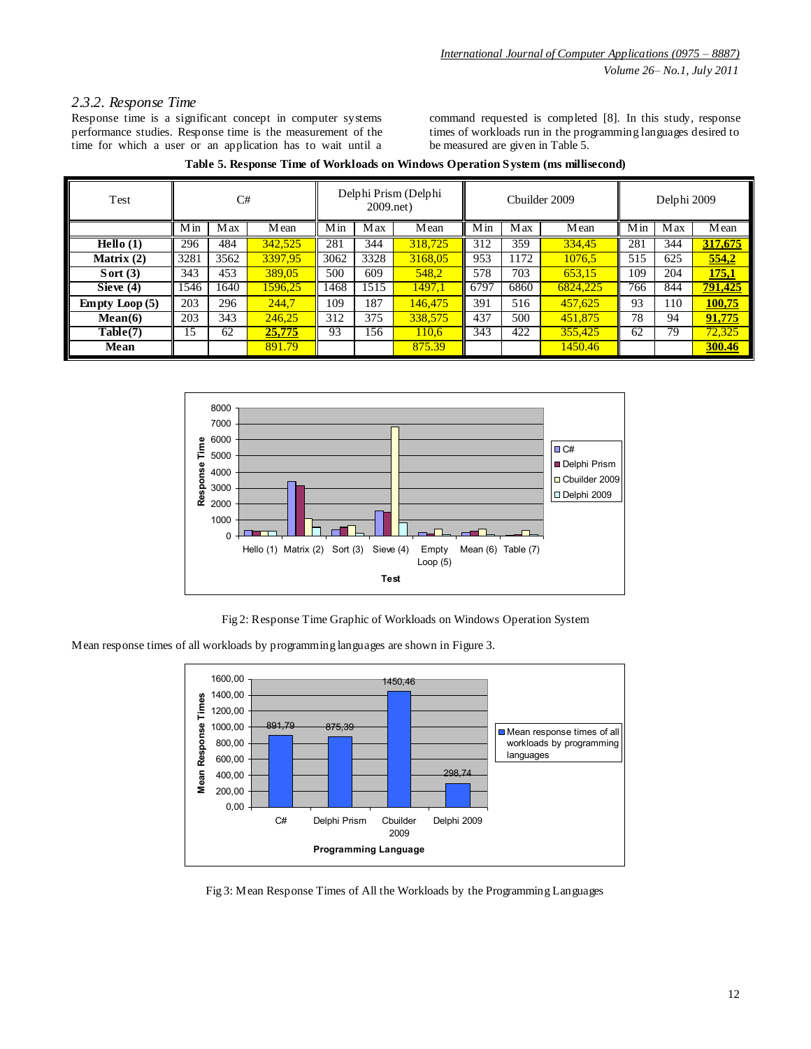### 2.3.2. Response Time

Response time is a significant concept in computer systems performance studies. Response time is the measurement of the time for which a user or an application has to wait until a command requested is completed [8]. In this study, response times of workloads run in the programming languages desired to be measured are given in Table 5.

**Table 5. Response Time of Workloads on Windows Operation System (ms millisecond)**

| Test | C# | | | Delphi Prism (Delphi 2009.net) | | | Cbuilder 2009 | | | Delphi 2009 | | |
|---|---|---|---|---|---|---|---|---|---|---|---|---|
| | Min | Max | Mean | Min | Max | Mean | Min | Max | Mean | Min | Max | Mean |
| **Hello (1)** | 296 | 484 | 342,525 | 281 | 344 | 318,725 | 312 | 359 | 334,45 | 281 | 344 | **317,675** |
| **Matrix (2)** | 3281 | 3562 | 3397,95 | 3062 | 3328 | 3168,05 | 953 | 1172 | 1076,5 | 515 | 625 | **554,2** |
| **Sort (3)** | 343 | 453 | 389,05 | 500 | 609 | 548,2 | 578 | 703 | 653,15 | 109 | 204 | **175,1** |
| **Sieve (4)** | 1546 | 1640 | 1596,25 | 1468 | 1515 | 1497,1 | 6797 | 6860 | 6824,225 | 766 | 844 | **791,425** |
| **Empty Loop (5)** | 203 | 296 | 244,7 | 109 | 187 | 146,475 | 391 | 516 | 457,625 | 93 | 110 | **100,75** |
| **Mean(6)** | 203 | 343 | 246,25 | 312 | 375 | 338,575 | 437 | 500 | 451,875 | 78 | 94 | **91,775** |
| **Table(7)** | 15 | 62 | **25,775** | 93 | 156 | 110,6 | 343 | 422 | 355,425 | 62 | 79 | 72,325 |
| **Mean** | | | 891.79 | | | 875.39 | | | 1450.46 | | | **300.46** |

Fig 2: Response Time Graphic of Workloads on Windows Operation System

Mean response times of all workloads by programming languages are shown in Figure 3.

Fig 3: Mean Response Times of All the Workloads by the Programming Languages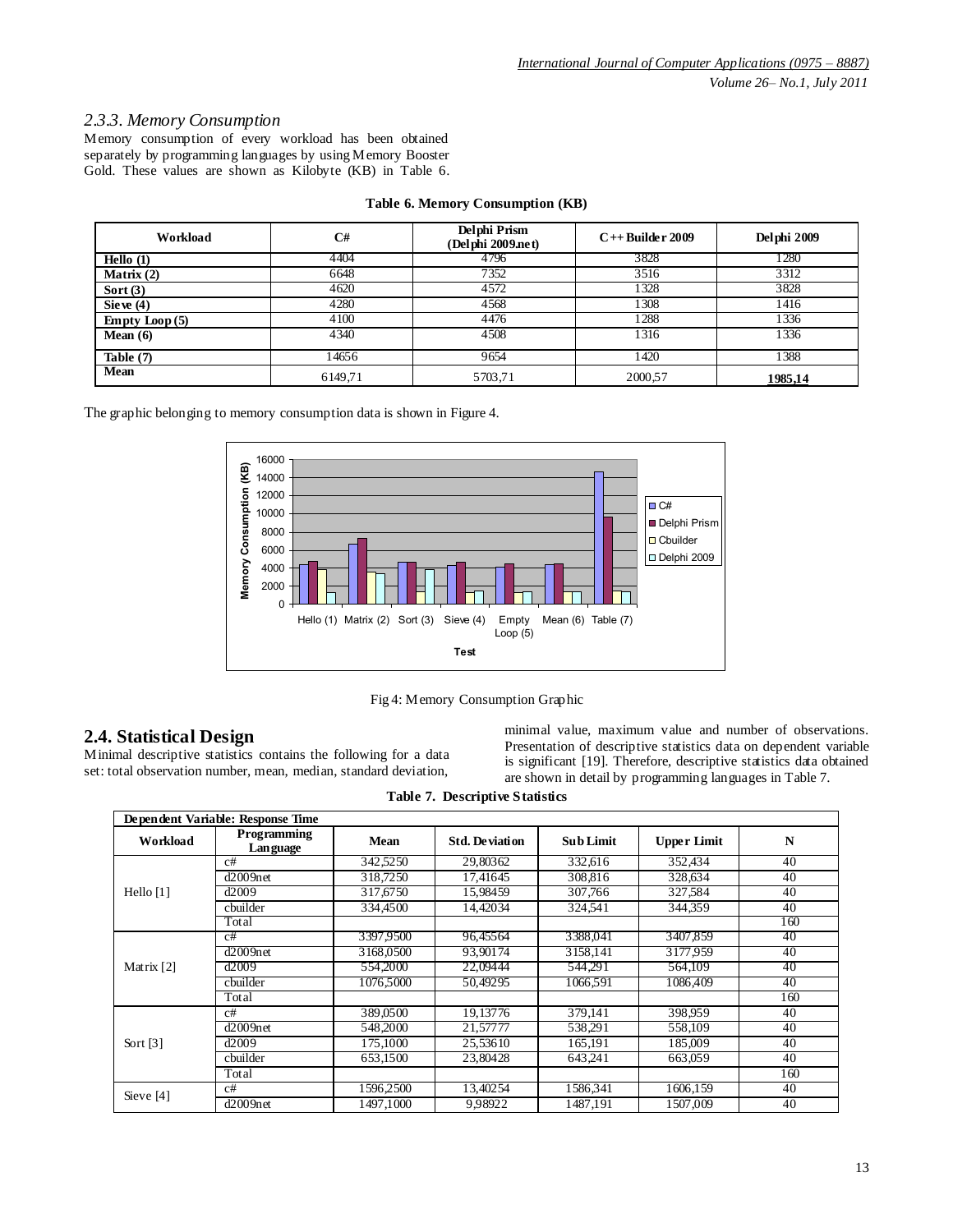### *2.3.3. Memory Consumption*

Memory consumption of every workload has been obtained separately by programming languages by using Memory Booster Gold. These values are shown as Kilobyte (KB) in Table 6.

**Table 6. Memory Consumption (KB)**

| Workload | C# | Delphi Prism (Delphi 2009.net) | C++Builder 2009 | Delphi 2009 |
|---|---|---|---|---|
| **Hello (1)** | 4404 | 4796 | 3828 | 1280 |
| **Matrix (2)** | 6648 | 7352 | 3516 | 3312 |
| **Sort (3)** | 4620 | 4572 | 1328 | 3828 |
| **Sieve (4)** | 4280 | 4568 | 1308 | 1416 |
| **Empty Loop (5)** | 4100 | 4476 | 1288 | 1336 |
| **Mean (6)** | 4340 | 4508 | 1316 | 1336 |
| **Table (7)** | 14656 | 9654 | 1420 | 1388 |
| **Mean** | 6149,71 | 5703,71 | 2000,57 | **1985,14** |

The graphic belonging to memory consumption data is shown in Figure 4.

Fig 4: Memory Consumption Graphic

## 2.4. Statistical Design

Minimal descriptive statistics contains the following for a data set: total observation number, mean, median, standard deviation, minimal value, maximum value and number of observations. Presentation of descriptive statistics data on dependent variable is significant [19]. Therefore, descriptive statistics data obtained are shown in detail by programming languages in Table 7.

**Table 7. Descriptive Statistics**

| Dependent Variable: Response Time | | | | | | |
|---|---|---|---|---|---|---|
| **Workload** | **Programming Language** | **Mean** | **Std. Deviation** | **Sub Limit** | **Upper Limit** | **N** |
| Hello [1] | c# | 342,5250 | 29,80362 | 332,616 | 352,434 | 40 |
| | d2009net | 318,7250 | 17,41645 | 308,816 | 328,634 | 40 |
| | d2009 | 317,6750 | 15,98459 | 307,766 | 327,584 | 40 |
| | cbuilder | 334,4500 | 14,42034 | 324,541 | 344,359 | 40 |
| | Total | | | | | 160 |
| Matrix [2] | c# | 3397,9500 | 96,45564 | 3388,041 | 3407,859 | 40 |
| | d2009net | 3168,0500 | 93,90174 | 3158,141 | 3177,959 | 40 |
| | d2009 | 554,2000 | 22,09444 | 544,291 | 564,109 | 40 |
| | cbuilder | 1076,5000 | 50,49295 | 1066,591 | 1086,409 | 40 |
| | Total | | | | | 160 |
| Sort [3] | c# | 389,0500 | 19,13776 | 379,141 | 398,959 | 40 |
| | d2009net | 548,2000 | 21,57777 | 538,291 | 558,109 | 40 |
| | d2009 | 175,1000 | 25,53610 | 165,191 | 185,009 | 40 |
| | cbuilder | 653,1500 | 23,80428 | 643,241 | 663,059 | 40 |
| | Total | | | | | 160 |
| Sieve [4] | c# | 1596,2500 | 13,40254 | 1586,341 | 1606,159 | 40 |
| | d2009net | 1497,1000 | 9,98922 | 1487,191 | 1507,009 | 40 |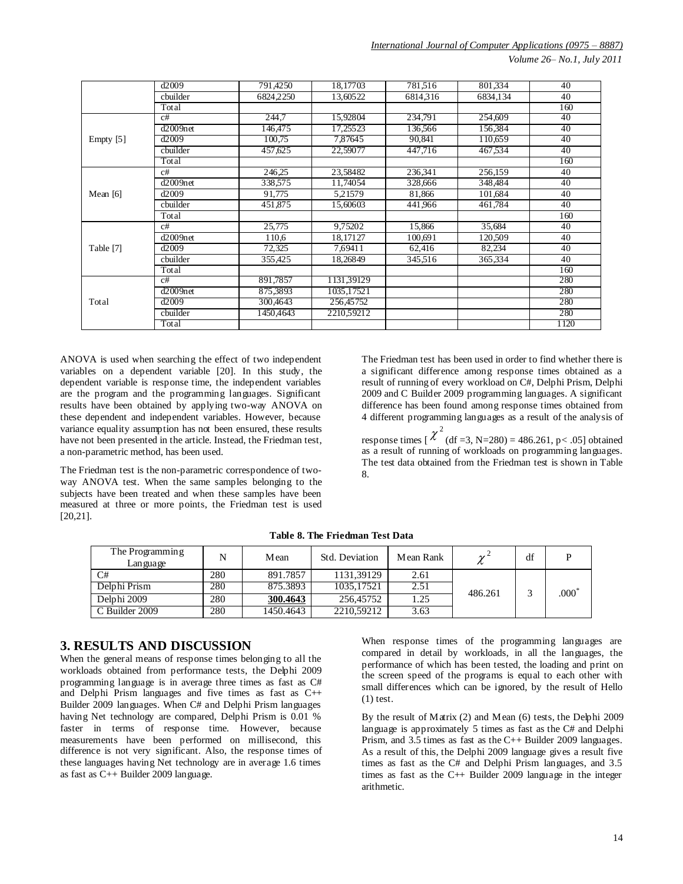| | d2009 | 791,4250 | 18,17703 | 781,516 | 801,334 | 40 |
|---|---|---|---|---|---|---|
| | cbuilder | 6824,2250 | 13,60522 | 6814,316 | 6834,134 | 40 |
| | Total | | | | | 160 |
| Empty [5] | c# | 244,7 | 15,92804 | 234,791 | 254,609 | 40 |
| | d2009net | 146,475 | 17,25523 | 136,566 | 156,384 | 40 |
| | d2009 | 100,75 | 7,87645 | 90,841 | 110,659 | 40 |
| | cbuilder | 457,625 | 22,59077 | 447,716 | 467,534 | 40 |
| | Total | | | | | 160 |
| Mean [6] | c# | 246,25 | 23,58482 | 236,341 | 256,159 | 40 |
| | d2009net | 338,575 | 11,74054 | 328,666 | 348,484 | 40 |
| | d2009 | 91,775 | 5,21579 | 81,866 | 101,684 | 40 |
| | cbuilder | 451,875 | 15,60603 | 441,966 | 461,784 | 40 |
| | Total | | | | | 160 |
| Table [7] | c# | 25,775 | 9,75202 | 15,866 | 35,684 | 40 |
| | d2009net | 110,6 | 18,17127 | 100,691 | 120,509 | 40 |
| | d2009 | 72,325 | 7,69411 | 62,416 | 82,234 | 40 |
| | cbuilder | 355,425 | 18,26849 | 345,516 | 365,334 | 40 |
| | Total | | | | | 160 |
| Total | c# | 891,7857 | 1131,39129 | | | 280 |
| | d2009net | 875,3893 | 1035,17521 | | | 280 |
| | d2009 | 300,4643 | 256,45752 | | | 280 |
| | cbuilder | 1450,4643 | 2210,59212 | | | 280 |
| | Total | | | | | 1120 |

ANOVA is used when searching the effect of two independent variables on a dependent variable [20]. In this study, the dependent variable is response time, the independent variables are the program and the programming languages. Significant results have been obtained by applying two-way ANOVA on these dependent and independent variables. However, because variance equality assumption has not been ensured, these results have not been presented in the article. Instead, the Friedman test, a non-parametric method, has been used.

The Friedman test is the non-parametric correspondence of two-way ANOVA test. When the same samples belonging to the subjects have been treated and when these samples have been measured at three or more points, the Friedman test is used [20,21].

The Friedman test has been used in order to find whether there is a significant difference among response times obtained as a result of running of every workload on C#, Delphi Prism, Delphi 2009 and C Builder 2009 programming languages. A significant difference has been found among response times obtained from 4 different programming languages as a result of the analysis of response times [$\chi^2$ (df =3, N=280) = 486.261, p< .05] obtained as a result of running of workloads on programming languages. The test data obtained from the Friedman test is shown in Table 8.

**Table 8. The Friedman Test Data**

| The Programming Language | N | Mean | Std. Deviation | Mean Rank | $\chi^2$ | df | P |
|---|---|---|---|---|---|---|---|
| C# | 280 | 891.7857 | 1131,39129 | 2.61 | 486.261 | 3 | .000* |
| Delphi Prism | 280 | 875.3893 | 1035,17521 | 2.51 | | | |
| Delphi 2009 | 280 | **300.4643** | 256,45752 | 1.25 | | | |
| C Builder 2009 | 280 | 1450.4643 | 2210,59212 | 3.63 | | | |

## 3. RESULTS AND DISCUSSION

When the general means of response times belonging to all the workloads obtained from performance tests, the Delphi 2009 programming language is in average three times as fast as C# and Delphi Prism languages and five times as fast as C++ Builder 2009 languages. When C# and Delphi Prism languages having Net technology are compared, Delphi Prism is 0.01 % faster in terms of response time. However, because measurements have been performed on millisecond, this difference is not very significant. Also, the response times of these languages having Net technology are in average 1.6 times as fast as C++ Builder 2009 language.

When response times of the programming languages are compared in detail by workloads, in all the languages, the performance of which has been tested, the loading and print on the screen speed of the programs is equal to each other with small differences which can be ignored, by the result of Hello (1) test.

By the result of Matrix (2) and Mean (6) tests, the Delphi 2009 language is approximately 5 times as fast as the C# and Delphi Prism, and 3.5 times as fast as the C++ Builder 2009 languages. As a result of this, the Delphi 2009 language gives a result five times as fast as the C# and Delphi Prism languages, and 3.5 times as fast as the C++ Builder 2009 language in the integer arithmetic.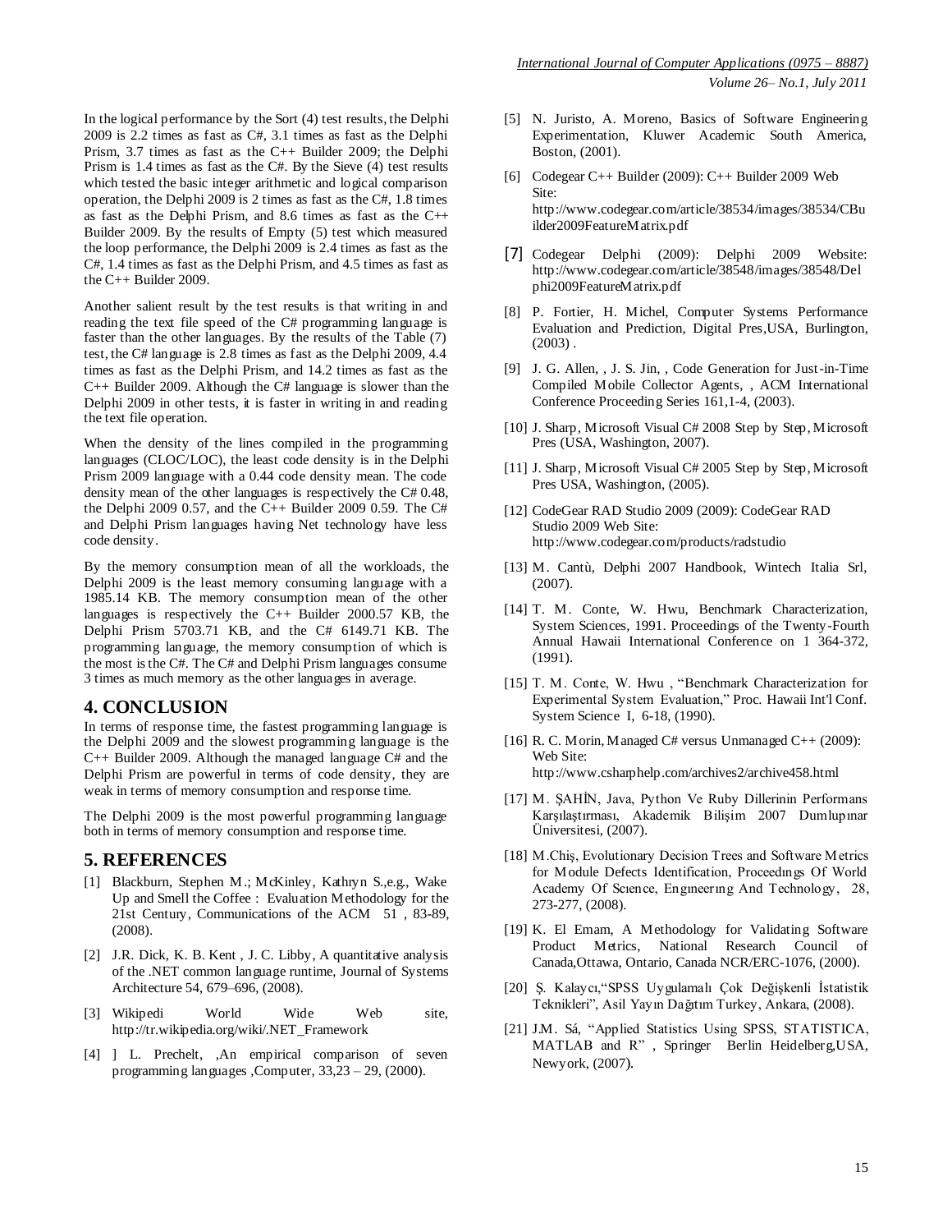In the logical performance by the Sort (4) test results, the Delphi 2009 is 2.2 times as fast as C#, 3.1 times as fast as the Delphi Prism, 3.7 times as fast as the C++ Builder 2009; the Delphi Prism is 1.4 times as fast as the C#. By the Sieve (4) test results which tested the basic integer arithmetic and logical comparison operation, the Delphi 2009 is 2 times as fast as the C#, 1.8 times as fast as the Delphi Prism, and 8.6 times as fast as the C++ Builder 2009. By the results of Empty (5) test which measured the loop performance, the Delphi 2009 is 2.4 times as fast as the C#, 1.4 times as fast as the Delphi Prism, and 4.5 times as fast as the C++ Builder 2009.

Another salient result by the test results is that writing in and reading the text file speed of the C# programming language is faster than the other languages. By the results of the Table (7) test, the C# language is 2.8 times as fast as the Delphi 2009, 4.4 times as fast as the Delphi Prism, and 14.2 times as fast as the C++ Builder 2009. Although the C# language is slower than the Delphi 2009 in other tests, it is faster in writing in and reading the text file operation.

When the density of the lines compiled in the programming languages (CLOC/LOC), the least code density is in the Delphi Prism 2009 language with a 0.44 code density mean. The code density mean of the other languages is respectively the C# 0.48, the Delphi 2009 0.57, and the C++ Builder 2009 0.59. The C# and Delphi Prism languages having Net technology have less code density.

By the memory consumption mean of all the workloads, the Delphi 2009 is the least memory consuming language with a 1985.14 KB. The memory consumption mean of the other languages is respectively the C++ Builder 2000.57 KB, the Delphi Prism 5703.71 KB, and the C# 6149.71 KB. The programming language, the memory consumption of which is the most is the C#. The C# and Delphi Prism languages consume 3 times as much memory as the other languages in average.

## 4. CONCLUSION

In terms of response time, the fastest programming language is the Delphi 2009 and the slowest programming language is the C++ Builder 2009. Although the managed language C# and the Delphi Prism are powerful in terms of code density, they are weak in terms of memory consumption and response time.

The Delphi 2009 is the most powerful programming language both in terms of memory consumption and response time.

## 5. REFERENCES

[1] Blackburn, Stephen M.; McKinley, Kathryn S.,e.g., Wake Up and Smell the Coffee : Evaluation Methodology for the 21st Century, Communications of the ACM 51 , 83-89, (2008).

[2] J.R. Dick, K. B. Kent , J. C. Libby, A quantitative analysis of the .NET common language runtime, Journal of Systems Architecture 54, 679–696, (2008).

[3] Wikipedi World Wide Web site, http://tr.wikipedia.org/wiki/.NET_Framework

[4] ] L. Prechelt, ,An empirical comparison of seven programming languages ,Computer, 33,23 – 29, (2000).

[5] N. Juristo, A. Moreno, Basics of Software Engineering Experimentation, Kluwer Academic South America, Boston, (2001).

[6] Codegear C++ Builder (2009): C++ Builder 2009 Web Site: http://www.codegear.com/article/38534/images/38534/CBuilder2009FeatureMatrix.pdf

[7] Codegear Delphi (2009): Delphi 2009 Website: http://www.codegear.com/article/38548/images/38548/Delphi2009FeatureMatrix.pdf

[8] P. Fortier, H. Michel, Computer Systems Performance Evaluation and Prediction, Digital Pres,USA, Burlington, (2003) .

[9] J. G. Allen, , J. S. Jin, , Code Generation for Just-in-Time Compiled Mobile Collector Agents, , ACM International Conference Proceeding Series 161,1-4, (2003).

[10] J. Sharp, Microsoft Visual C# 2008 Step by Step, Microsoft Pres (USA, Washington, 2007).

[11] J. Sharp, Microsoft Visual C# 2005 Step by Step, Microsoft Pres USA, Washington, (2005).

[12] CodeGear RAD Studio 2009 (2009): CodeGear RAD Studio 2009 Web Site: http://www.codegear.com/products/radstudio

[13] M. Cantù, Delphi 2007 Handbook, Wintech Italia Srl, (2007).

[14] T. M. Conte, W. Hwu, Benchmark Characterization, System Sciences, 1991. Proceedings of the Twenty-Fourth Annual Hawaii International Conference on 1 364-372, (1991).

[15] T. M. Conte, W. Hwu , "Benchmark Characterization for Experimental System Evaluation," Proc. Hawaii Int'l Conf. System Science I, 6-18, (1990).

[16] R. C. Morin, Managed C# versus Unmanaged C++ (2009): Web Site: http://www.csharphelp.com/archives2/archive458.html

[17] M. ŞAHİN, Java, Python Ve Ruby Dillerinin Performans Karşılaştırması, Akademik Bilişim 2007 Dumlupınar Üniversitesi, (2007).

[18] M.Chiş, Evolutionary Decision Trees and Software Metrics for Module Defects Identification, Proceedıngs Of World Academy Of Scıence, Engıneerıng And Technology, 28, 273-277, (2008).

[19] K. El Emam, A Methodology for Validating Software Product Metrics, National Research Council of Canada,Ottawa, Ontario, Canada NCR/ERC-1076, (2000).

[20] Ş. Kalaycı,"SPSS Uygulamalı Çok Değişkenli İstatistik Teknikleri", Asil Yayın Dağıtım Turkey, Ankara, (2008).

[21] J.M. Sá, "Applied Statistics Using SPSS, STATISTICA, MATLAB and R" , Springer Berlin Heidelberg,USA, Newyork, (2007).